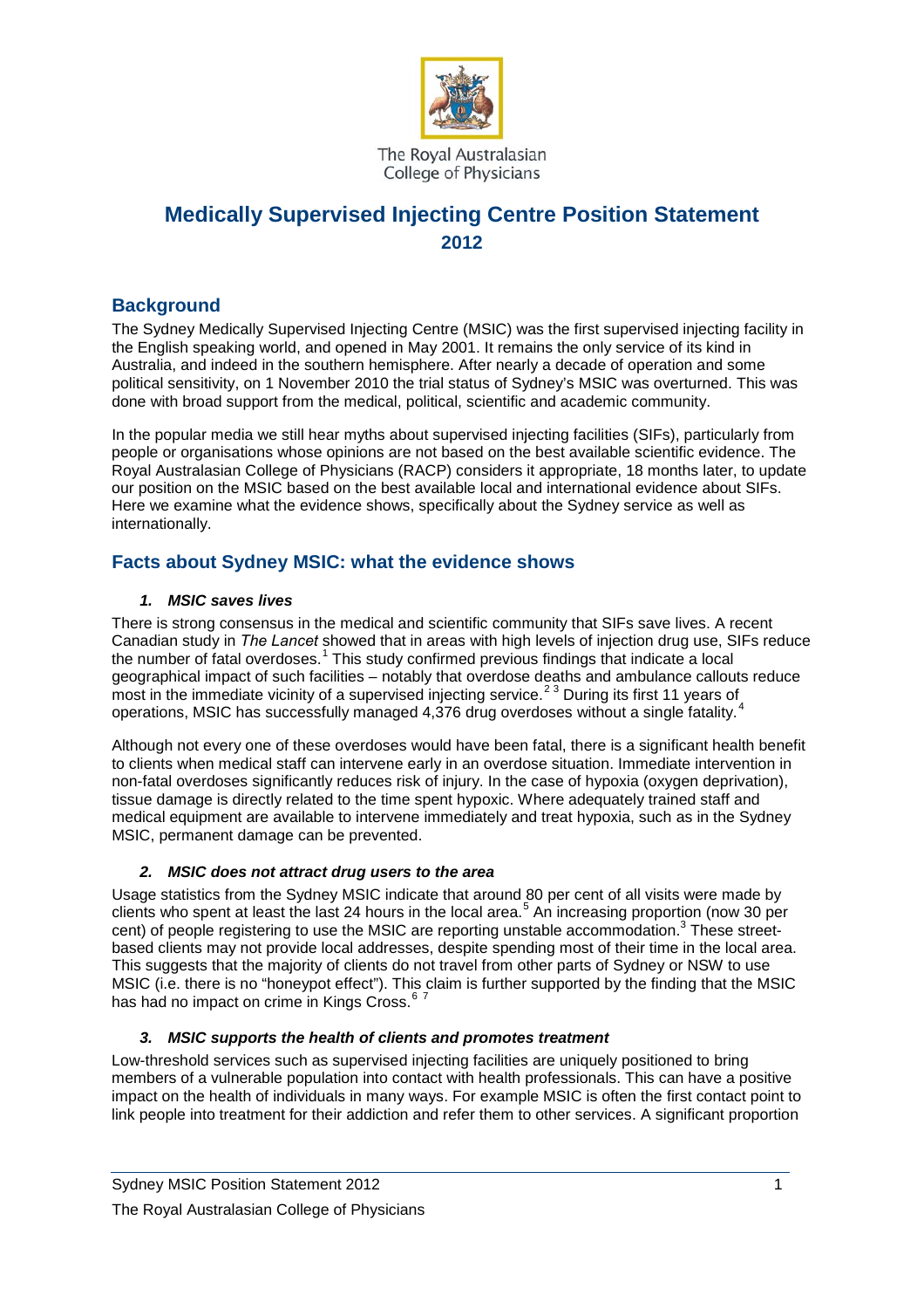The Royal Australasian College of Physicians

# Medically Supervised Injecting Centre Position Statement 2012

## Background

The Sydney Medically Supervised Injecting Centre (MSIC) was the first supervised injecting facility in the English speaking world, and opened in May 2001. It remains the only service of its kind in Australia, and indeed in the southern hemisphere. After nearly a decade of operation and some political sensitivity, on 1 November 2010 the trial status of Sydney's MSIC was overturned. This was done with broad support from the medical, political, scientific and academic community.

In the popular media we still hear myths about supervised injecting facilities (SIFs), particularly from people or organisations whose opinions are not based on the best available scientific evidence. The Royal Australasian College of Physicians (RACP) considers it appropriate, 18 months later, to update our position on the MSIC based on the best available local and international evidence about SIFs. Here we examine what the evidence shows, specifically about the Sydney service as well as internationally.

## Facts about Sydney MSIC: what the evidence shows

### *1. MSIC saves lives*

There is strong consensus in the medical and scientific community that SIFs save lives. A recent Canadian study in *The Lancet* showed that in areas with high levels of injection drug use, SIFs reduce the number of fatal overdoses.[1] This study confirmed previous findings that indicate a local geographical impact of such facilities – notably that overdose deaths and ambulance callouts reduce most in the immediate vicinity of a supervised injecting service.[2 3] During its first 11 years of operations, MSIC has successfully managed 4,376 drug overdoses without a single fatality.[4]

Although not every one of these overdoses would have been fatal, there is a significant health benefit to clients when medical staff can intervene early in an overdose situation. Immediate intervention in non-fatal overdoses significantly reduces risk of injury. In the case of hypoxia (oxygen deprivation), tissue damage is directly related to the time spent hypoxic. Where adequately trained staff and medical equipment are available to intervene immediately and treat hypoxia, such as in the Sydney MSIC, permanent damage can be prevented.

### *2. MSIC does not attract drug users to the area*

Usage statistics from the Sydney MSIC indicate that around 80 per cent of all visits were made by clients who spent at least the last 24 hours in the local area.[5] An increasing proportion (now 30 per cent) of people registering to use the MSIC are reporting unstable accommodation.[3] These street-based clients may not provide local addresses, despite spending most of their time in the local area. This suggests that the majority of clients do not travel from other parts of Sydney or NSW to use MSIC (i.e. there is no "honeypot effect"). This claim is further supported by the finding that the MSIC has had no impact on crime in Kings Cross.[6 7]

### *3. MSIC supports the health of clients and promotes treatment*

Low-threshold services such as supervised injecting facilities are uniquely positioned to bring members of a vulnerable population into contact with health professionals. This can have a positive impact on the health of individuals in many ways. For example MSIC is often the first contact point to link people into treatment for their addiction and refer them to other services. A significant proportion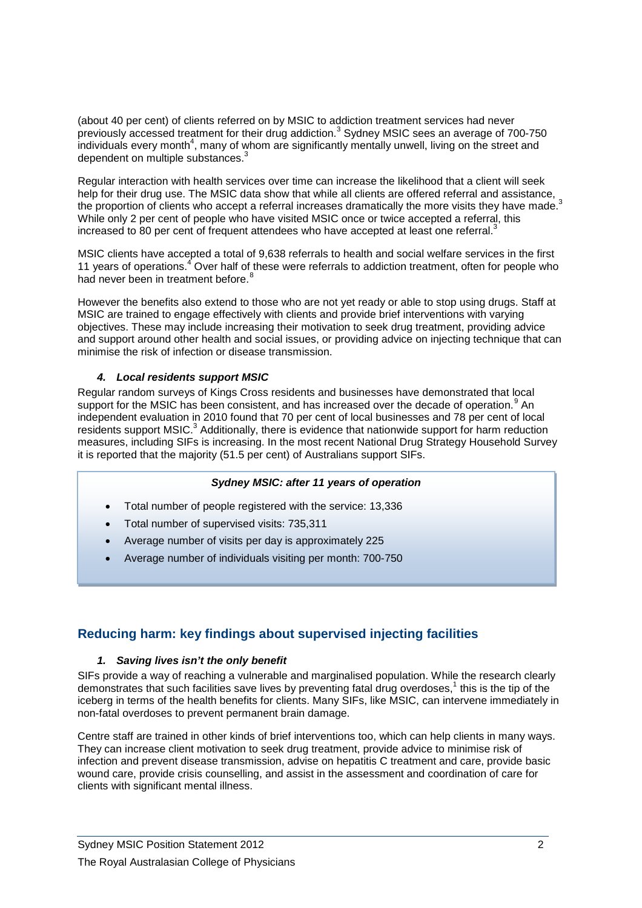(about 40 per cent) of clients referred on by MSIC to addiction treatment services had never previously accessed treatment for their drug addiction.[3] Sydney MSIC sees an average of 700-750 individuals every month[4], many of whom are significantly mentally unwell, living on the street and dependent on multiple substances.[3]

Regular interaction with health services over time can increase the likelihood that a client will seek help for their drug use. The MSIC data show that while all clients are offered referral and assistance, the proportion of clients who accept a referral increases dramatically the more visits they have made.[3] While only 2 per cent of people who have visited MSIC once or twice accepted a referral, this increased to 80 per cent of frequent attendees who have accepted at least one referral.[3]

MSIC clients have accepted a total of 9,638 referrals to health and social welfare services in the first 11 years of operations.[4] Over half of these were referrals to addiction treatment, often for people who had never been in treatment before.[8]

However the benefits also extend to those who are not yet ready or able to stop using drugs. Staff at MSIC are trained to engage effectively with clients and provide brief interventions with varying objectives. These may include increasing their motivation to seek drug treatment, providing advice and support around other health and social issues, or providing advice on injecting technique that can minimise the risk of infection or disease transmission.

#### ***4. Local residents support MSIC***

Regular random surveys of Kings Cross residents and businesses have demonstrated that local support for the MSIC has been consistent, and has increased over the decade of operation.[9] An independent evaluation in 2010 found that 70 per cent of local businesses and 78 per cent of local residents support MSIC.[3] Additionally, there is evidence that nationwide support for harm reduction measures, including SIFs is increasing. In the most recent National Drug Strategy Household Survey it is reported that the majority (51.5 per cent) of Australians support SIFs.

***Sydney MSIC: after 11 years of operation***

- Total number of people registered with the service: 13,336
- Total number of supervised visits: 735,311
- Average number of visits per day is approximately 225
- Average number of individuals visiting per month: 700-750

## Reducing harm: key findings about supervised injecting facilities

#### ***1. Saving lives isn't the only benefit***

SIFs provide a way of reaching a vulnerable and marginalised population. While the research clearly demonstrates that such facilities save lives by preventing fatal drug overdoses,[1] this is the tip of the iceberg in terms of the health benefits for clients. Many SIFs, like MSIC, can intervene immediately in non-fatal overdoses to prevent permanent brain damage.

Centre staff are trained in other kinds of brief interventions too, which can help clients in many ways. They can increase client motivation to seek drug treatment, provide advice to minimise risk of infection and prevent disease transmission, advise on hepatitis C treatment and care, provide basic wound care, provide crisis counselling, and assist in the assessment and coordination of care for clients with significant mental illness.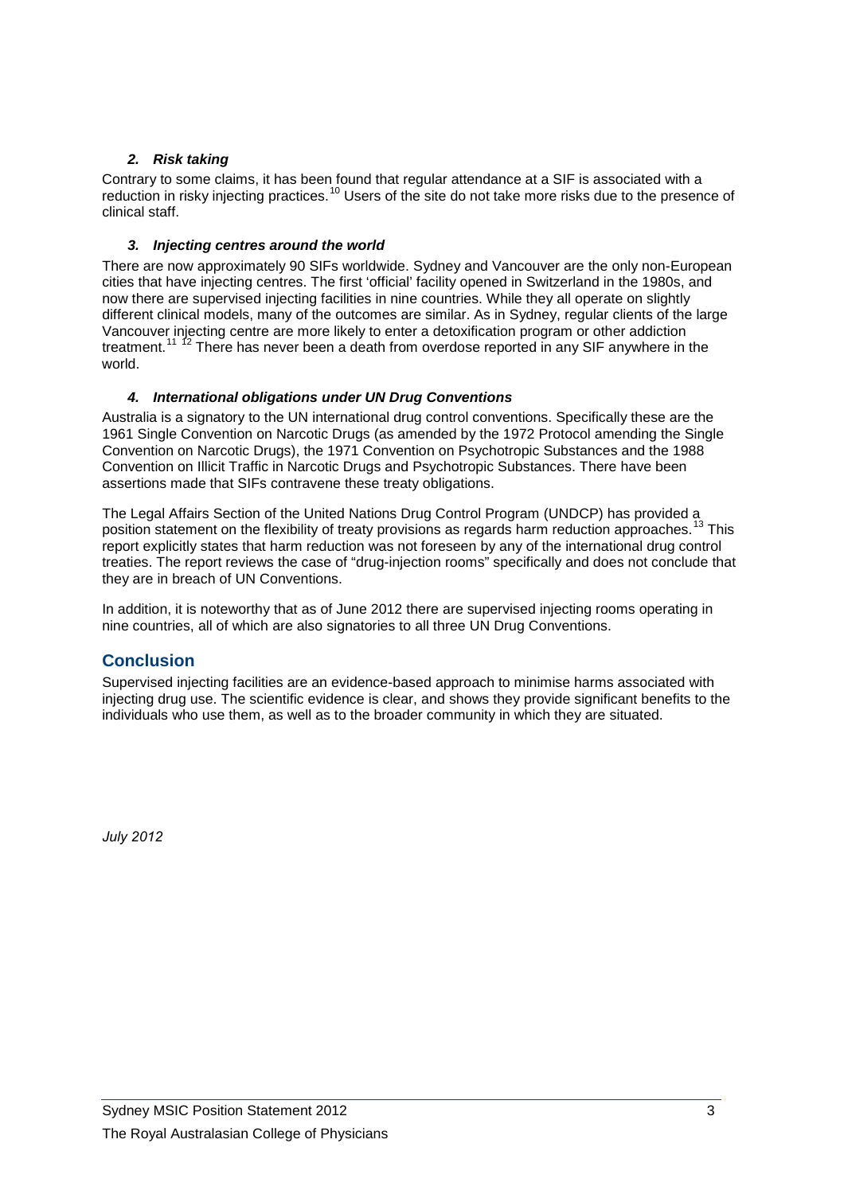### *2. Risk taking*

Contrary to some claims, it has been found that regular attendance at a SIF is associated with a reduction in risky injecting practices.[10] Users of the site do not take more risks due to the presence of clinical staff.

### *3. Injecting centres around the world*

There are now approximately 90 SIFs worldwide. Sydney and Vancouver are the only non-European cities that have injecting centres. The first 'official' facility opened in Switzerland in the 1980s, and now there are supervised injecting facilities in nine countries. While they all operate on slightly different clinical models, many of the outcomes are similar. As in Sydney, regular clients of the large Vancouver injecting centre are more likely to enter a detoxification program or other addiction treatment.[11][12] There has never been a death from overdose reported in any SIF anywhere in the world.

### *4. International obligations under UN Drug Conventions*

Australia is a signatory to the UN international drug control conventions. Specifically these are the 1961 Single Convention on Narcotic Drugs (as amended by the 1972 Protocol amending the Single Convention on Narcotic Drugs), the 1971 Convention on Psychotropic Substances and the 1988 Convention on Illicit Traffic in Narcotic Drugs and Psychotropic Substances. There have been assertions made that SIFs contravene these treaty obligations.

The Legal Affairs Section of the United Nations Drug Control Program (UNDCP) has provided a position statement on the flexibility of treaty provisions as regards harm reduction approaches.[13] This report explicitly states that harm reduction was not foreseen by any of the international drug control treaties. The report reviews the case of "drug-injection rooms" specifically and does not conclude that they are in breach of UN Conventions.

In addition, it is noteworthy that as of June 2012 there are supervised injecting rooms operating in nine countries, all of which are also signatories to all three UN Drug Conventions.

## Conclusion

Supervised injecting facilities are an evidence-based approach to minimise harms associated with injecting drug use. The scientific evidence is clear, and shows they provide significant benefits to the individuals who use them, as well as to the broader community in which they are situated.

*July 2012*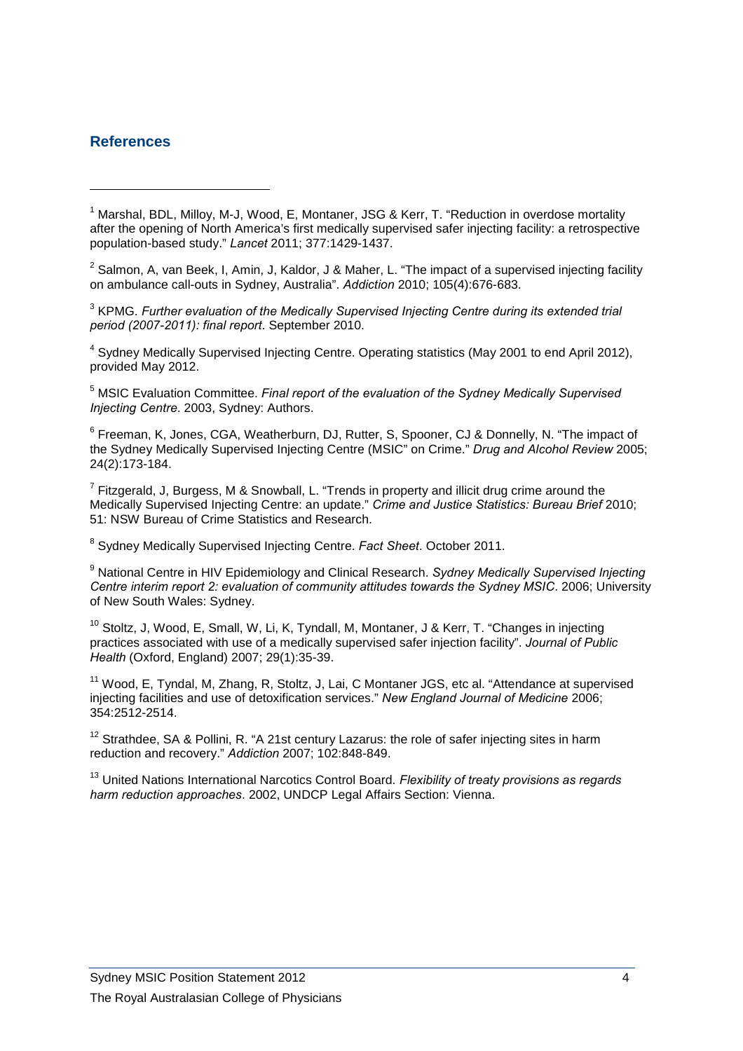## References

[1] Marshal, BDL, Milloy, M-J, Wood, E, Montaner, JSG & Kerr, T. "Reduction in overdose mortality after the opening of North America's first medically supervised safer injecting facility: a retrospective population-based study." *Lancet* 2011; 377:1429-1437.

[2] Salmon, A, van Beek, I, Amin, J, Kaldor, J & Maher, L. "The impact of a supervised injecting facility on ambulance call-outs in Sydney, Australia". *Addiction* 2010; 105(4):676-683.

[3] KPMG. *Further evaluation of the Medically Supervised Injecting Centre during its extended trial period (2007-2011): final report*. September 2010.

[4] Sydney Medically Supervised Injecting Centre. Operating statistics (May 2001 to end April 2012), provided May 2012.

[5] MSIC Evaluation Committee. *Final report of the evaluation of the Sydney Medically Supervised Injecting Centre*. 2003, Sydney: Authors.

[6] Freeman, K, Jones, CGA, Weatherburn, DJ, Rutter, S, Spooner, CJ & Donnelly, N. "The impact of the Sydney Medically Supervised Injecting Centre (MSIC" on Crime." *Drug and Alcohol Review* 2005; 24(2):173-184.

[7] Fitzgerald, J, Burgess, M & Snowball, L. "Trends in property and illicit drug crime around the Medically Supervised Injecting Centre: an update." *Crime and Justice Statistics: Bureau Brief* 2010; 51: NSW Bureau of Crime Statistics and Research.

[8] Sydney Medically Supervised Injecting Centre. *Fact Sheet*. October 2011.

[9] National Centre in HIV Epidemiology and Clinical Research. *Sydney Medically Supervised Injecting Centre interim report 2: evaluation of community attitudes towards the Sydney MSIC*. 2006; University of New South Wales: Sydney.

[10] Stoltz, J, Wood, E, Small, W, Li, K, Tyndall, M, Montaner, J & Kerr, T. "Changes in injecting practices associated with use of a medically supervised safer injection facility". *Journal of Public Health* (Oxford, England) 2007; 29(1):35-39.

[11] Wood, E, Tyndal, M, Zhang, R, Stoltz, J, Lai, C Montaner JGS, etc al. "Attendance at supervised injecting facilities and use of detoxification services." *New England Journal of Medicine* 2006; 354:2512-2514.

[12] Strathdee, SA & Pollini, R. "A 21st century Lazarus: the role of safer injecting sites in harm reduction and recovery." *Addiction* 2007; 102:848-849.

[13] United Nations International Narcotics Control Board. *Flexibility of treaty provisions as regards harm reduction approaches*. 2002, UNDCP Legal Affairs Section: Vienna.